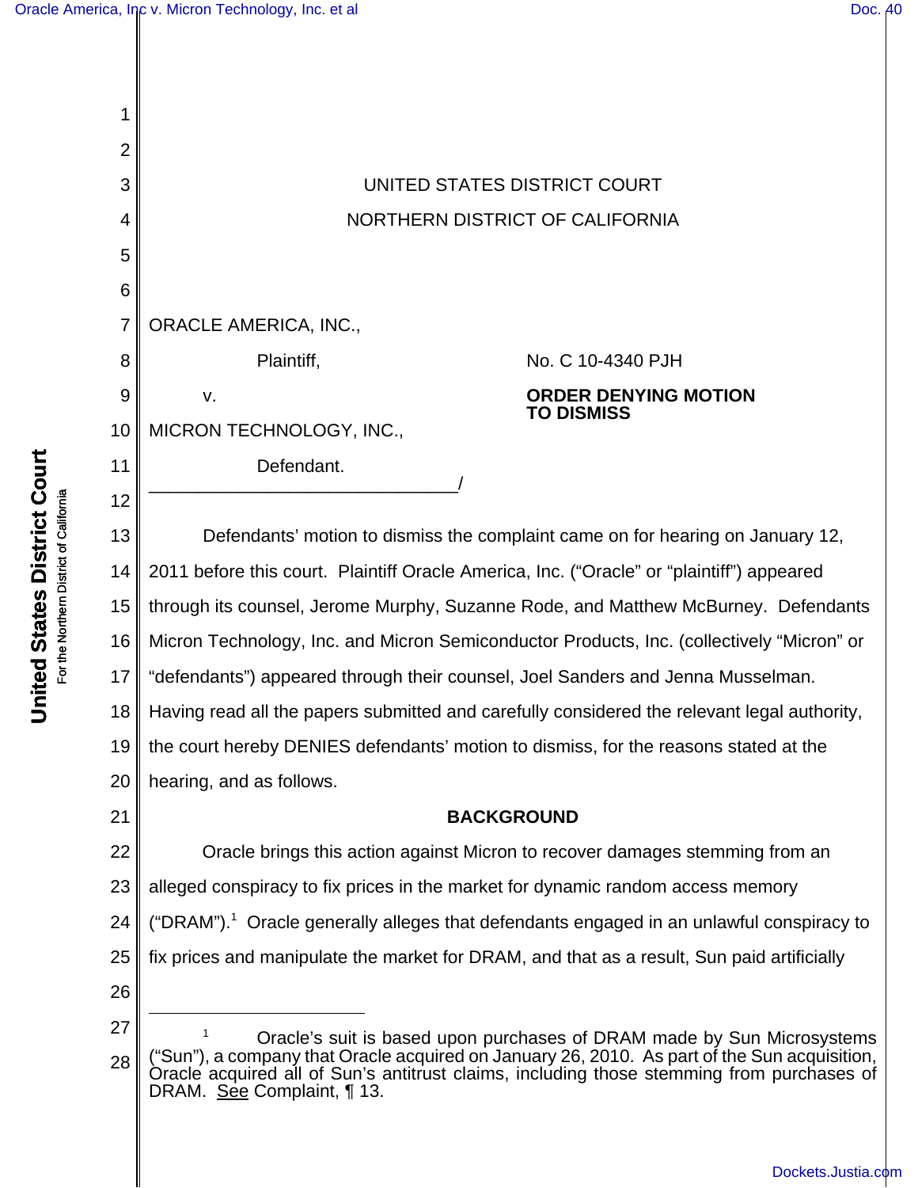UNITED STATES DISTRICT COURT

NORTHERN DISTRICT OF CALIFORNIA

ORACLE AMERICA, INC.,

Plaintiff,

v.

MICRON TECHNOLOGY, INC.,

Defendant.

_______________________________/

No. C 10-4340 PJH

**ORDER DENYING MOTION TO DISMISS**

Defendants' motion to dismiss the complaint came on for hearing on January 12, 2011 before this court. Plaintiff Oracle America, Inc. ("Oracle" or "plaintiff") appeared through its counsel, Jerome Murphy, Suzanne Rode, and Matthew McBurney. Defendants Micron Technology, Inc. and Micron Semiconductor Products, Inc. (collectively "Micron" or "defendants") appeared through their counsel, Joel Sanders and Jenna Musselman. Having read all the papers submitted and carefully considered the relevant legal authority, the court hereby DENIES defendants' motion to dismiss, for the reasons stated at the hearing, and as follows.

## BACKGROUND

Oracle brings this action against Micron to recover damages stemming from an alleged conspiracy to fix prices in the market for dynamic random access memory ("DRAM").[1] Oracle generally alleges that defendants engaged in an unlawful conspiracy to fix prices and manipulate the market for DRAM, and that as a result, Sun paid artificially

---

[1] Oracle's suit is based upon purchases of DRAM made by Sun Microsystems ("Sun"), a company that Oracle acquired on January 26, 2010. As part of the Sun acquisition, Oracle acquired all of Sun's antitrust claims, including those stemming from purchases of DRAM. See Complaint, ¶ 13.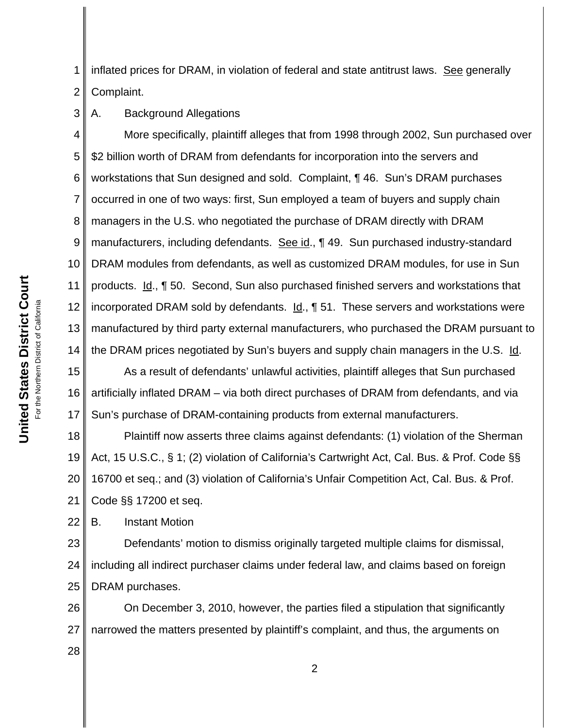inflated prices for DRAM, in violation of federal and state antitrust laws. See generally Complaint.

A. Background Allegations

More specifically, plaintiff alleges that from 1998 through 2002, Sun purchased over $2 billion worth of DRAM from defendants for incorporation into the servers and workstations that Sun designed and sold. Complaint, ¶ 46. Sun's DRAM purchases occurred in one of two ways: first, Sun employed a team of buyers and supply chain managers in the U.S. who negotiated the purchase of DRAM directly with DRAM manufacturers, including defendants. See id., ¶ 49. Sun purchased industry-standard DRAM modules from defendants, as well as customized DRAM modules, for use in Sun products. Id., ¶ 50. Second, Sun also purchased finished servers and workstations that incorporated DRAM sold by defendants. Id., ¶ 51. These servers and workstations were manufactured by third party external manufacturers, who purchased the DRAM pursuant to the DRAM prices negotiated by Sun's buyers and supply chain managers in the U.S. Id.

As a result of defendants' unlawful activities, plaintiff alleges that Sun purchased artificially inflated DRAM – via both direct purchases of DRAM from defendants, and via Sun's purchase of DRAM-containing products from external manufacturers.

Plaintiff now asserts three claims against defendants: (1) violation of the Sherman Act, 15 U.S.C., § 1; (2) violation of California's Cartwright Act, Cal. Bus. & Prof. Code §§ 16700 et seq.; and (3) violation of California's Unfair Competition Act, Cal. Bus. & Prof. Code §§ 17200 et seq.

B. Instant Motion

Defendants' motion to dismiss originally targeted multiple claims for dismissal, including all indirect purchaser claims under federal law, and claims based on foreign DRAM purchases.

On December 3, 2010, however, the parties filed a stipulation that significantly narrowed the matters presented by plaintiff's complaint, and thus, the arguments on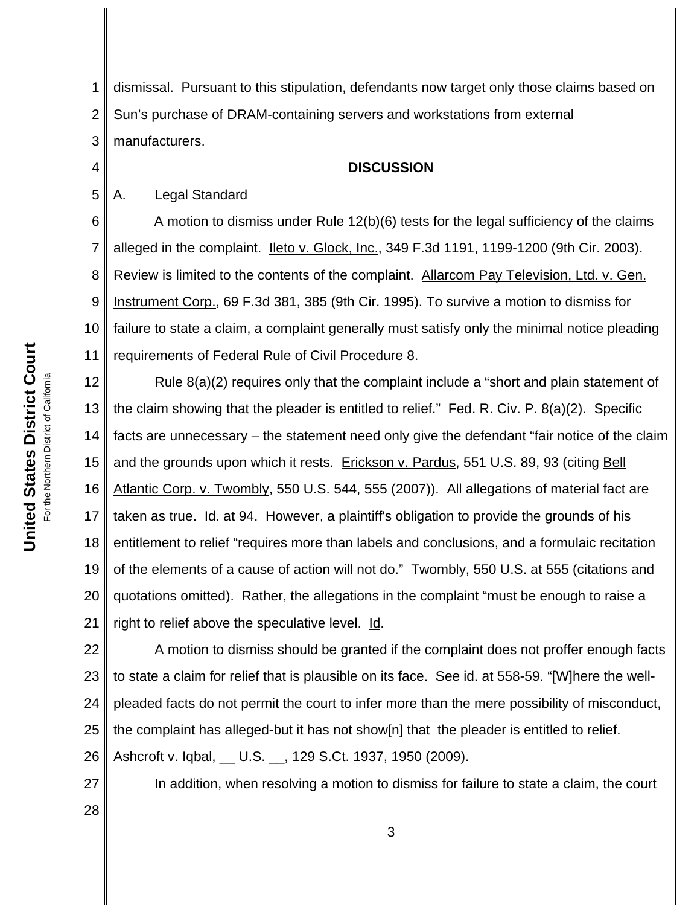dismissal. Pursuant to this stipulation, defendants now target only those claims based on Sun's purchase of DRAM-containing servers and workstations from external manufacturers.

## DISCUSSION

### A. Legal Standard

A motion to dismiss under Rule 12(b)(6) tests for the legal sufficiency of the claims alleged in the complaint. Ileto v. Glock, Inc., 349 F.3d 1191, 1199-1200 (9th Cir. 2003). Review is limited to the contents of the complaint. Allarcom Pay Television, Ltd. v. Gen. Instrument Corp., 69 F.3d 381, 385 (9th Cir. 1995). To survive a motion to dismiss for failure to state a claim, a complaint generally must satisfy only the minimal notice pleading requirements of Federal Rule of Civil Procedure 8.

Rule 8(a)(2) requires only that the complaint include a "short and plain statement of the claim showing that the pleader is entitled to relief." Fed. R. Civ. P. 8(a)(2). Specific facts are unnecessary – the statement need only give the defendant "fair notice of the claim and the grounds upon which it rests. Erickson v. Pardus, 551 U.S. 89, 93 (citing Bell Atlantic Corp. v. Twombly, 550 U.S. 544, 555 (2007)). All allegations of material fact are taken as true. Id. at 94. However, a plaintiff's obligation to provide the grounds of his entitlement to relief "requires more than labels and conclusions, and a formulaic recitation of the elements of a cause of action will not do." Twombly, 550 U.S. at 555 (citations and quotations omitted). Rather, the allegations in the complaint "must be enough to raise a right to relief above the speculative level. Id.

A motion to dismiss should be granted if the complaint does not proffer enough facts to state a claim for relief that is plausible on its face. See id. at 558-59. "[W]here the well-pleaded facts do not permit the court to infer more than the mere possibility of misconduct, the complaint has alleged-but it has not show[n] that the pleader is entitled to relief. Ashcroft v. Iqbal, __ U.S. __, 129 S.Ct. 1937, 1950 (2009).

In addition, when resolving a motion to dismiss for failure to state a claim, the court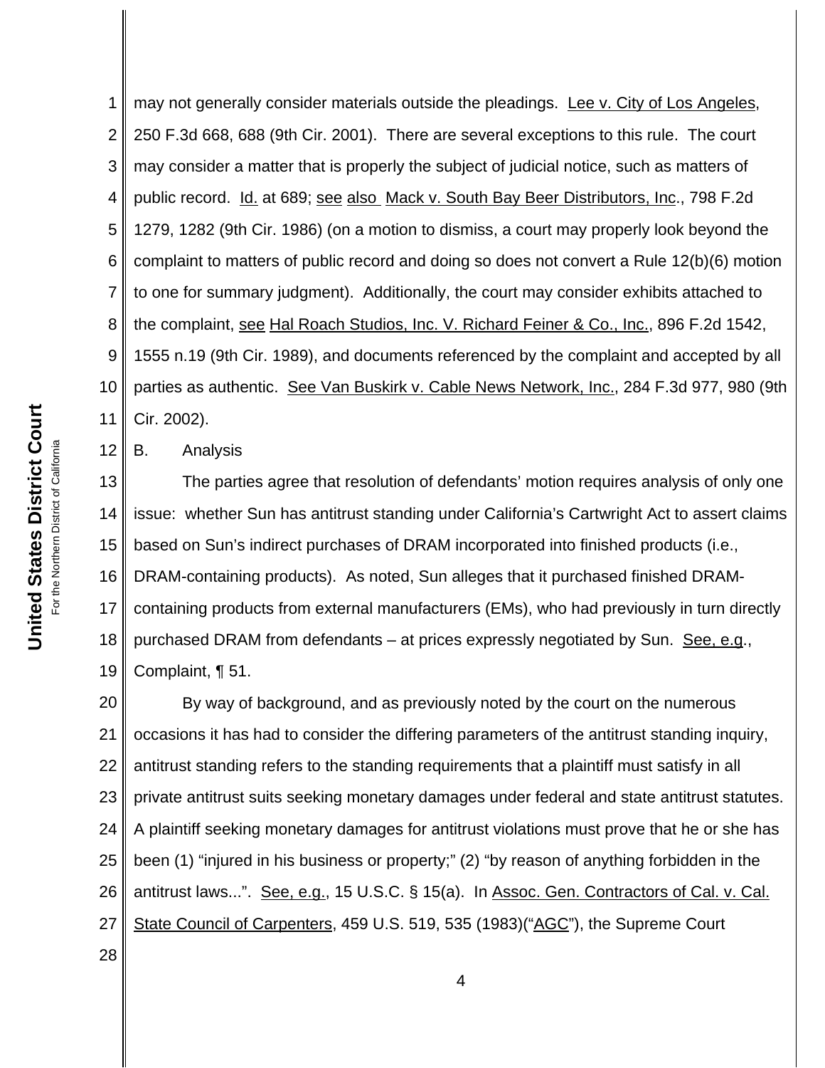may not generally consider materials outside the pleadings. Lee v. City of Los Angeles, 250 F.3d 668, 688 (9th Cir. 2001). There are several exceptions to this rule. The court may consider a matter that is properly the subject of judicial notice, such as matters of public record. Id. at 689; see also Mack v. South Bay Beer Distributors, Inc., 798 F.2d 1279, 1282 (9th Cir. 1986) (on a motion to dismiss, a court may properly look beyond the complaint to matters of public record and doing so does not convert a Rule 12(b)(6) motion to one for summary judgment). Additionally, the court may consider exhibits attached to the complaint, see Hal Roach Studios, Inc. V. Richard Feiner & Co., Inc., 896 F.2d 1542, 1555 n.19 (9th Cir. 1989), and documents referenced by the complaint and accepted by all parties as authentic. See Van Buskirk v. Cable News Network, Inc., 284 F.3d 977, 980 (9th Cir. 2002).

B. Analysis

The parties agree that resolution of defendants' motion requires analysis of only one issue: whether Sun has antitrust standing under California's Cartwright Act to assert claims based on Sun's indirect purchases of DRAM incorporated into finished products (i.e., DRAM-containing products). As noted, Sun alleges that it purchased finished DRAM-containing products from external manufacturers (EMs), who had previously in turn directly purchased DRAM from defendants – at prices expressly negotiated by Sun. See, e.g., Complaint, ¶ 51.

By way of background, and as previously noted by the court on the numerous occasions it has had to consider the differing parameters of the antitrust standing inquiry, antitrust standing refers to the standing requirements that a plaintiff must satisfy in all private antitrust suits seeking monetary damages under federal and state antitrust statutes. A plaintiff seeking monetary damages for antitrust violations must prove that he or she has been (1) "injured in his business or property;" (2) "by reason of anything forbidden in the antitrust laws...". See, e.g., 15 U.S.C. § 15(a). In Assoc. Gen. Contractors of Cal. v. Cal. State Council of Carpenters, 459 U.S. 519, 535 (1983)("AGC"), the Supreme Court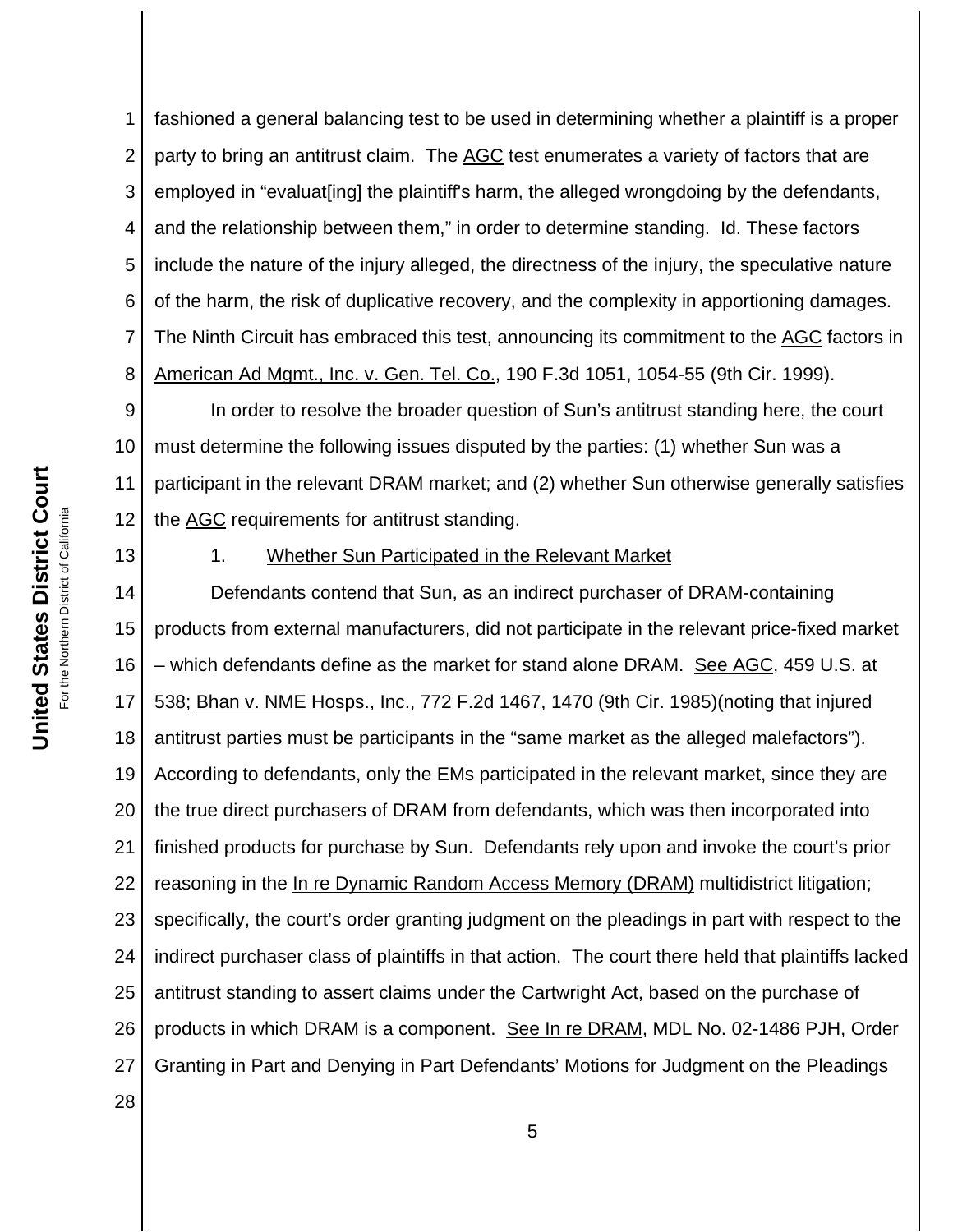fashioned a general balancing test to be used in determining whether a plaintiff is a proper party to bring an antitrust claim. The AGC test enumerates a variety of factors that are employed in "evaluat[ing] the plaintiff's harm, the alleged wrongdoing by the defendants, and the relationship between them," in order to determine standing. Id. These factors include the nature of the injury alleged, the directness of the injury, the speculative nature of the harm, the risk of duplicative recovery, and the complexity in apportioning damages. The Ninth Circuit has embraced this test, announcing its commitment to the AGC factors in American Ad Mgmt., Inc. v. Gen. Tel. Co., 190 F.3d 1051, 1054-55 (9th Cir. 1999).

In order to resolve the broader question of Sun's antitrust standing here, the court must determine the following issues disputed by the parties: (1) whether Sun was a participant in the relevant DRAM market; and (2) whether Sun otherwise generally satisfies the AGC requirements for antitrust standing.

1. Whether Sun Participated in the Relevant Market

Defendants contend that Sun, as an indirect purchaser of DRAM-containing products from external manufacturers, did not participate in the relevant price-fixed market – which defendants define as the market for stand alone DRAM. See AGC, 459 U.S. at 538; Bhan v. NME Hosps., Inc., 772 F.2d 1467, 1470 (9th Cir. 1985)(noting that injured antitrust parties must be participants in the "same market as the alleged malefactors"). According to defendants, only the EMs participated in the relevant market, since they are the true direct purchasers of DRAM from defendants, which was then incorporated into finished products for purchase by Sun. Defendants rely upon and invoke the court's prior reasoning in the In re Dynamic Random Access Memory (DRAM) multidistrict litigation; specifically, the court's order granting judgment on the pleadings in part with respect to the indirect purchaser class of plaintiffs in that action. The court there held that plaintiffs lacked antitrust standing to assert claims under the Cartwright Act, based on the purchase of products in which DRAM is a component. See In re DRAM, MDL No. 02-1486 PJH, Order Granting in Part and Denying in Part Defendants' Motions for Judgment on the Pleadings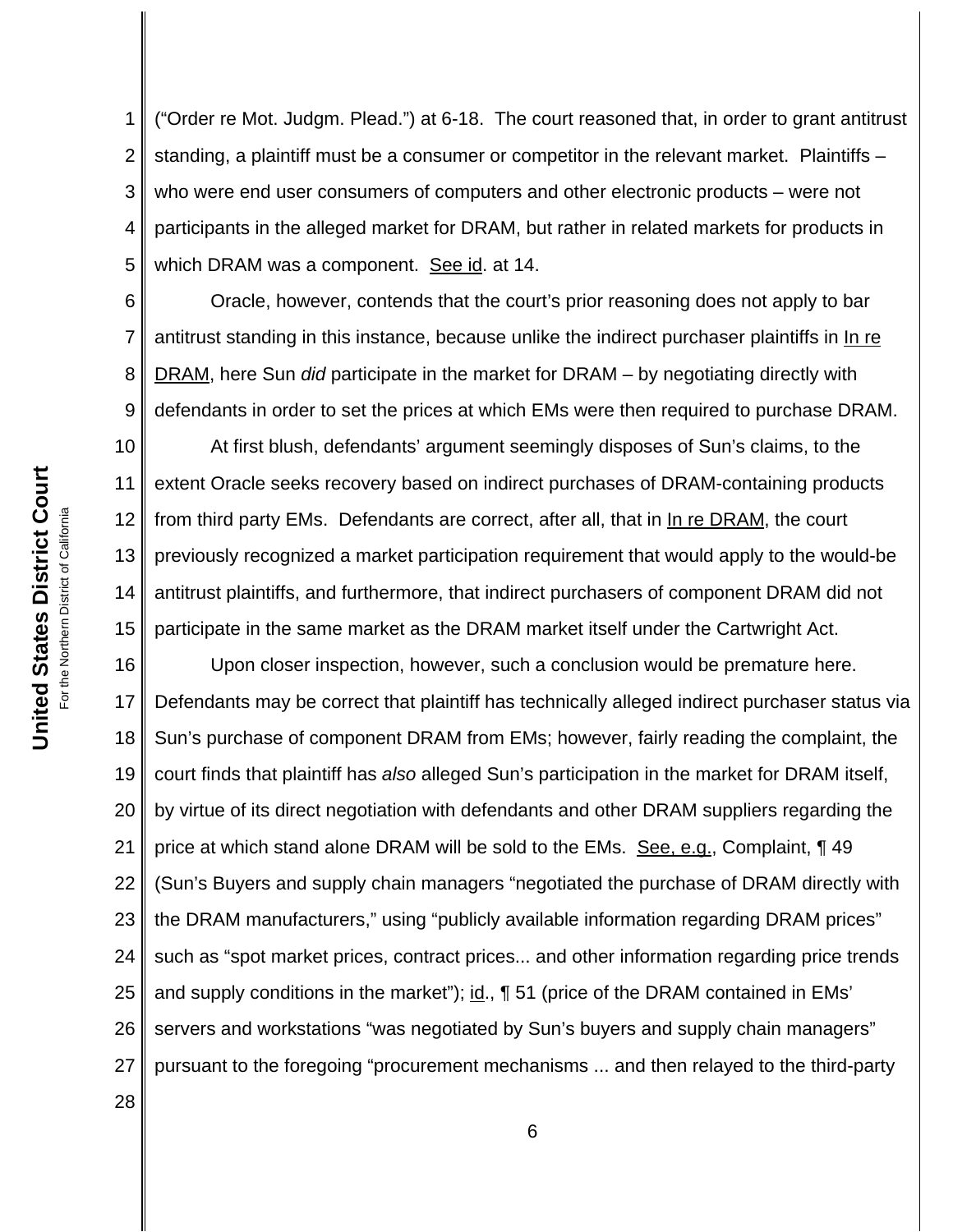("Order re Mot. Judgm. Plead.") at 6-18. The court reasoned that, in order to grant antitrust standing, a plaintiff must be a consumer or competitor in the relevant market. Plaintiffs – who were end user consumers of computers and other electronic products – were not participants in the alleged market for DRAM, but rather in related markets for products in which DRAM was a component. See id. at 14.

Oracle, however, contends that the court's prior reasoning does not apply to bar antitrust standing in this instance, because unlike the indirect purchaser plaintiffs in In re DRAM, here Sun *did* participate in the market for DRAM – by negotiating directly with defendants in order to set the prices at which EMs were then required to purchase DRAM.

At first blush, defendants' argument seemingly disposes of Sun's claims, to the extent Oracle seeks recovery based on indirect purchases of DRAM-containing products from third party EMs. Defendants are correct, after all, that in In re DRAM, the court previously recognized a market participation requirement that would apply to the would-be antitrust plaintiffs, and furthermore, that indirect purchasers of component DRAM did not participate in the same market as the DRAM market itself under the Cartwright Act.

Upon closer inspection, however, such a conclusion would be premature here. Defendants may be correct that plaintiff has technically alleged indirect purchaser status via Sun's purchase of component DRAM from EMs; however, fairly reading the complaint, the court finds that plaintiff has *also* alleged Sun's participation in the market for DRAM itself, by virtue of its direct negotiation with defendants and other DRAM suppliers regarding the price at which stand alone DRAM will be sold to the EMs. See, e.g., Complaint, ¶ 49 (Sun's Buyers and supply chain managers "negotiated the purchase of DRAM directly with the DRAM manufacturers," using "publicly available information regarding DRAM prices" such as "spot market prices, contract prices... and other information regarding price trends and supply conditions in the market"); id., ¶ 51 (price of the DRAM contained in EMs' servers and workstations "was negotiated by Sun's buyers and supply chain managers" pursuant to the foregoing "procurement mechanisms ... and then relayed to the third-party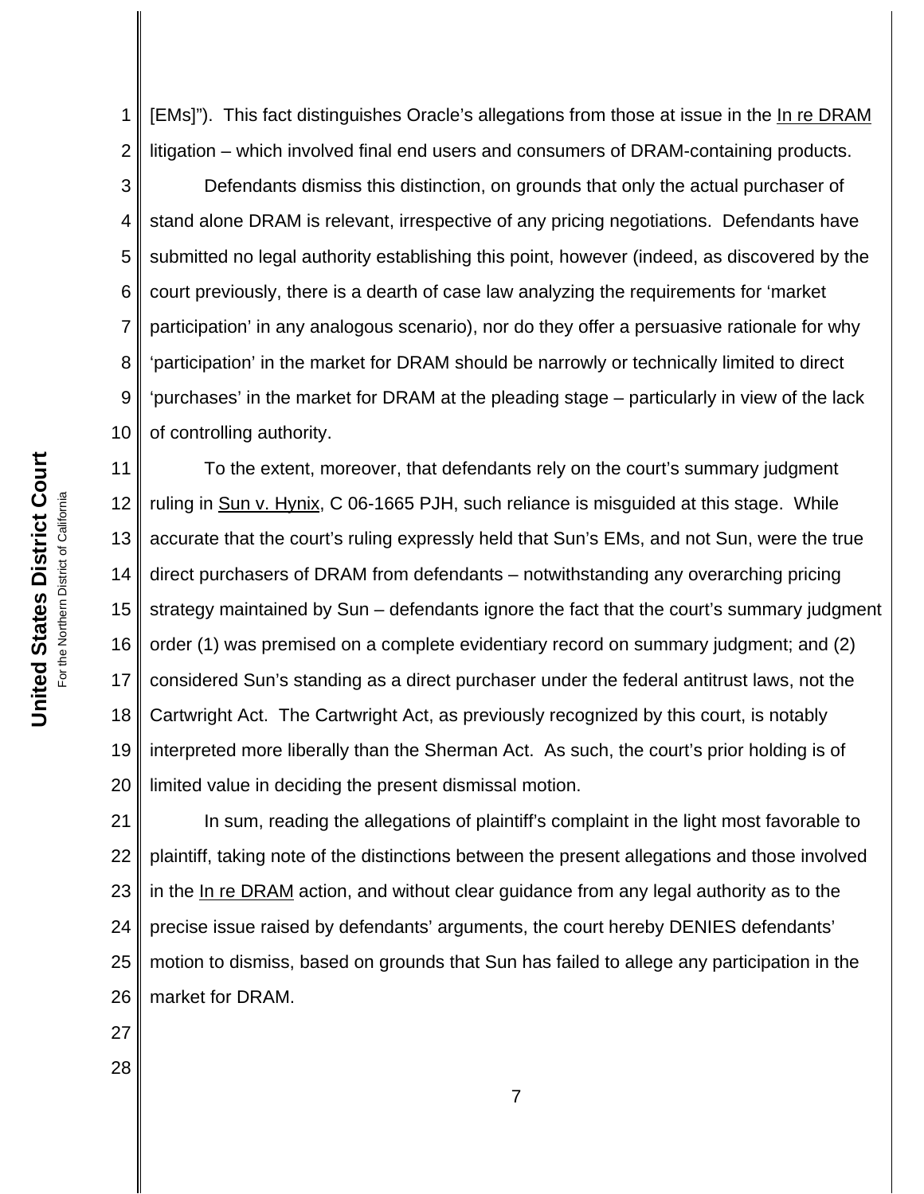[EMs]"). This fact distinguishes Oracle's allegations from those at issue in the In re DRAM litigation – which involved final end users and consumers of DRAM-containing products.

Defendants dismiss this distinction, on grounds that only the actual purchaser of stand alone DRAM is relevant, irrespective of any pricing negotiations. Defendants have submitted no legal authority establishing this point, however (indeed, as discovered by the court previously, there is a dearth of case law analyzing the requirements for 'market participation' in any analogous scenario), nor do they offer a persuasive rationale for why 'participation' in the market for DRAM should be narrowly or technically limited to direct 'purchases' in the market for DRAM at the pleading stage – particularly in view of the lack of controlling authority.

To the extent, moreover, that defendants rely on the court's summary judgment ruling in Sun v. Hynix, C 06-1665 PJH, such reliance is misguided at this stage. While accurate that the court's ruling expressly held that Sun's EMs, and not Sun, were the true direct purchasers of DRAM from defendants – notwithstanding any overarching pricing strategy maintained by Sun – defendants ignore the fact that the court's summary judgment order (1) was premised on a complete evidentiary record on summary judgment; and (2) considered Sun's standing as a direct purchaser under the federal antitrust laws, not the Cartwright Act. The Cartwright Act, as previously recognized by this court, is notably interpreted more liberally than the Sherman Act. As such, the court's prior holding is of limited value in deciding the present dismissal motion.

In sum, reading the allegations of plaintiff's complaint in the light most favorable to plaintiff, taking note of the distinctions between the present allegations and those involved in the In re DRAM action, and without clear guidance from any legal authority as to the precise issue raised by defendants' arguments, the court hereby DENIES defendants' motion to dismiss, based on grounds that Sun has failed to allege any participation in the market for DRAM.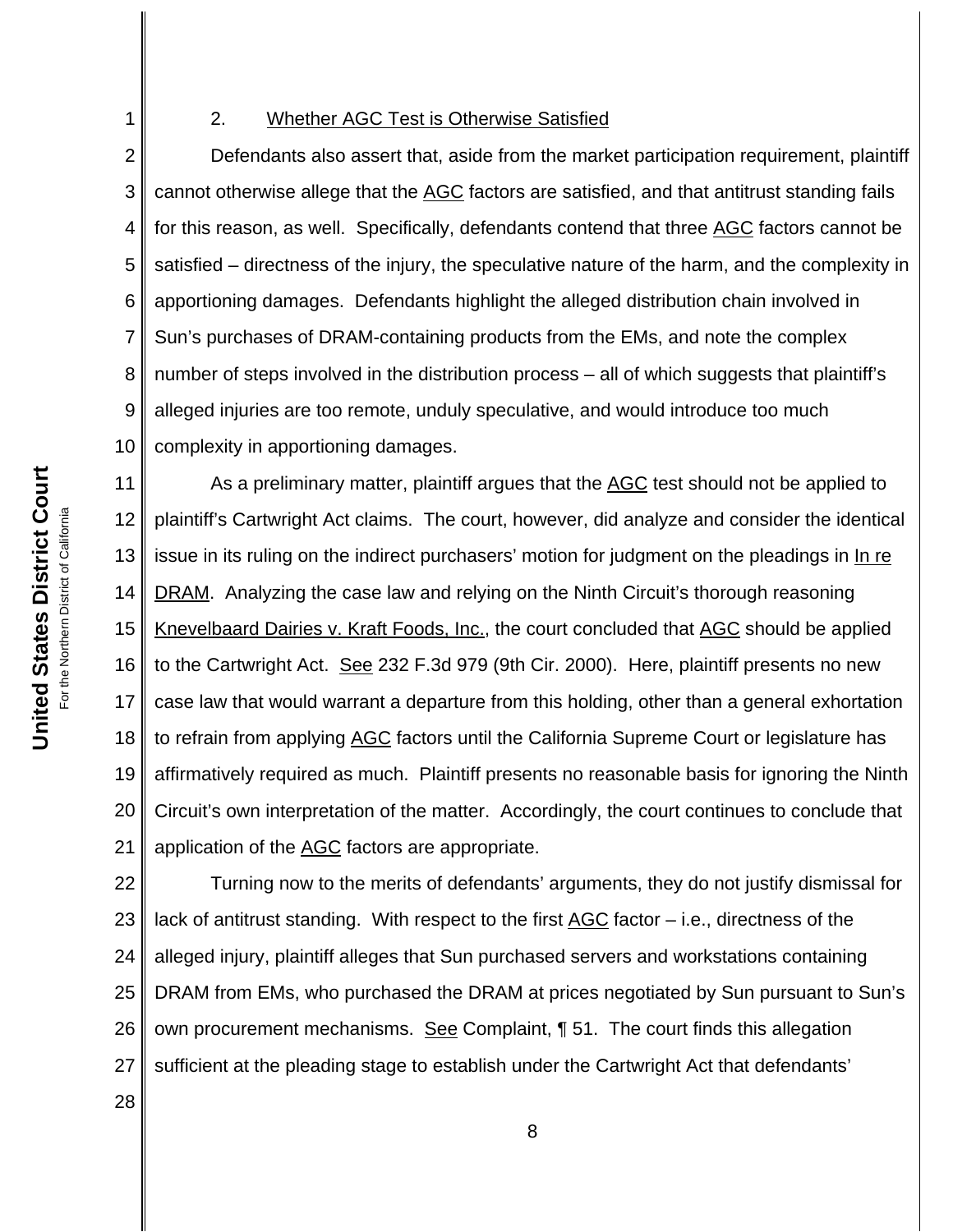### 2. Whether AGC Test is Otherwise Satisfied

Defendants also assert that, aside from the market participation requirement, plaintiff cannot otherwise allege that the AGC factors are satisfied, and that antitrust standing fails for this reason, as well. Specifically, defendants contend that three AGC factors cannot be satisfied – directness of the injury, the speculative nature of the harm, and the complexity in apportioning damages. Defendants highlight the alleged distribution chain involved in Sun's purchases of DRAM-containing products from the EMs, and note the complex number of steps involved in the distribution process – all of which suggests that plaintiff's alleged injuries are too remote, unduly speculative, and would introduce too much complexity in apportioning damages.

As a preliminary matter, plaintiff argues that the AGC test should not be applied to plaintiff's Cartwright Act claims. The court, however, did analyze and consider the identical issue in its ruling on the indirect purchasers' motion for judgment on the pleadings in In re DRAM. Analyzing the case law and relying on the Ninth Circuit's thorough reasoning Knevelbaard Dairies v. Kraft Foods, Inc., the court concluded that AGC should be applied to the Cartwright Act. See 232 F.3d 979 (9th Cir. 2000). Here, plaintiff presents no new case law that would warrant a departure from this holding, other than a general exhortation to refrain from applying AGC factors until the California Supreme Court or legislature has affirmatively required as much. Plaintiff presents no reasonable basis for ignoring the Ninth Circuit's own interpretation of the matter. Accordingly, the court continues to conclude that application of the AGC factors are appropriate.

Turning now to the merits of defendants' arguments, they do not justify dismissal for lack of antitrust standing. With respect to the first AGC factor – i.e., directness of the alleged injury, plaintiff alleges that Sun purchased servers and workstations containing DRAM from EMs, who purchased the DRAM at prices negotiated by Sun pursuant to Sun's own procurement mechanisms. See Complaint, ¶ 51. The court finds this allegation sufficient at the pleading stage to establish under the Cartwright Act that defendants'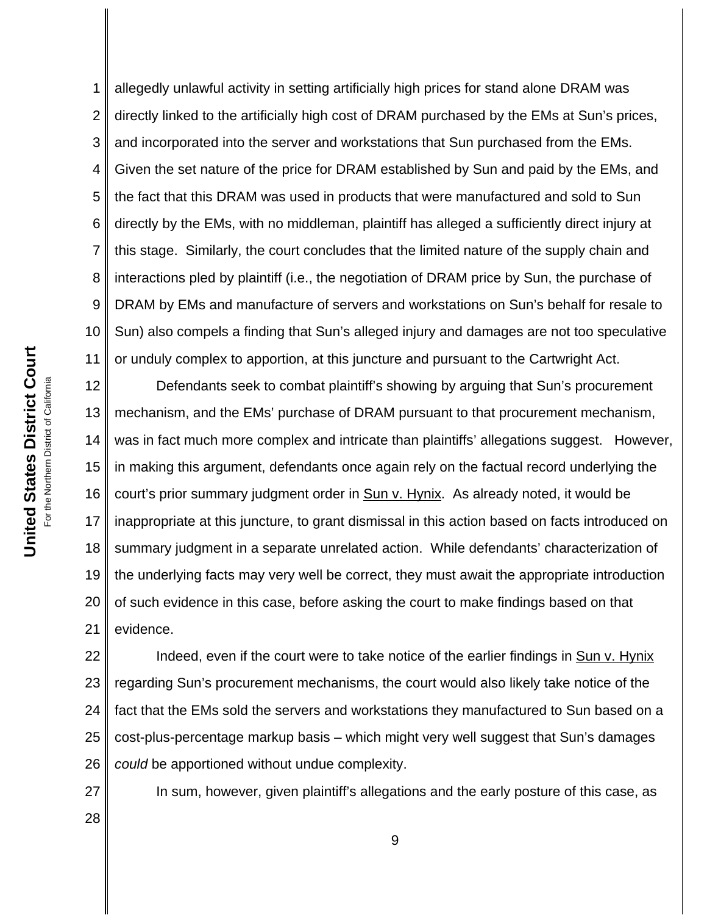allegedly unlawful activity in setting artificially high prices for stand alone DRAM was directly linked to the artificially high cost of DRAM purchased by the EMs at Sun's prices, and incorporated into the server and workstations that Sun purchased from the EMs. Given the set nature of the price for DRAM established by Sun and paid by the EMs, and the fact that this DRAM was used in products that were manufactured and sold to Sun directly by the EMs, with no middleman, plaintiff has alleged a sufficiently direct injury at this stage. Similarly, the court concludes that the limited nature of the supply chain and interactions pled by plaintiff (i.e., the negotiation of DRAM price by Sun, the purchase of DRAM by EMs and manufacture of servers and workstations on Sun's behalf for resale to Sun) also compels a finding that Sun's alleged injury and damages are not too speculative or unduly complex to apportion, at this juncture and pursuant to the Cartwright Act.

Defendants seek to combat plaintiff's showing by arguing that Sun's procurement mechanism, and the EMs' purchase of DRAM pursuant to that procurement mechanism, was in fact much more complex and intricate than plaintiffs' allegations suggest. However, in making this argument, defendants once again rely on the factual record underlying the court's prior summary judgment order in Sun v. Hynix. As already noted, it would be inappropriate at this juncture, to grant dismissal in this action based on facts introduced on summary judgment in a separate unrelated action. While defendants' characterization of the underlying facts may very well be correct, they must await the appropriate introduction of such evidence in this case, before asking the court to make findings based on that evidence.

Indeed, even if the court were to take notice of the earlier findings in Sun v. Hynix regarding Sun's procurement mechanisms, the court would also likely take notice of the fact that the EMs sold the servers and workstations they manufactured to Sun based on a cost-plus-percentage markup basis – which might very well suggest that Sun's damages *could* be apportioned without undue complexity.

In sum, however, given plaintiff's allegations and the early posture of this case, as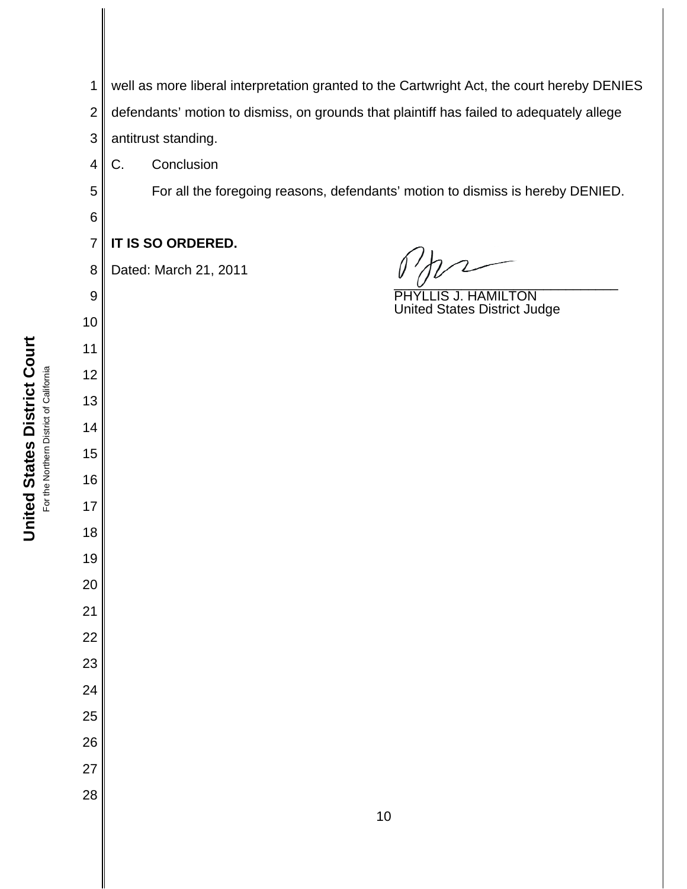well as more liberal interpretation granted to the Cartwright Act, the court hereby DENIES defendants' motion to dismiss, on grounds that plaintiff has failed to adequately allege antitrust standing.

C. Conclusion

For all the foregoing reasons, defendants' motion to dismiss is hereby DENIED.

**IT IS SO ORDERED.**

Dated: March 21, 2011

PHYLLIS J. HAMILTON
United States District Judge